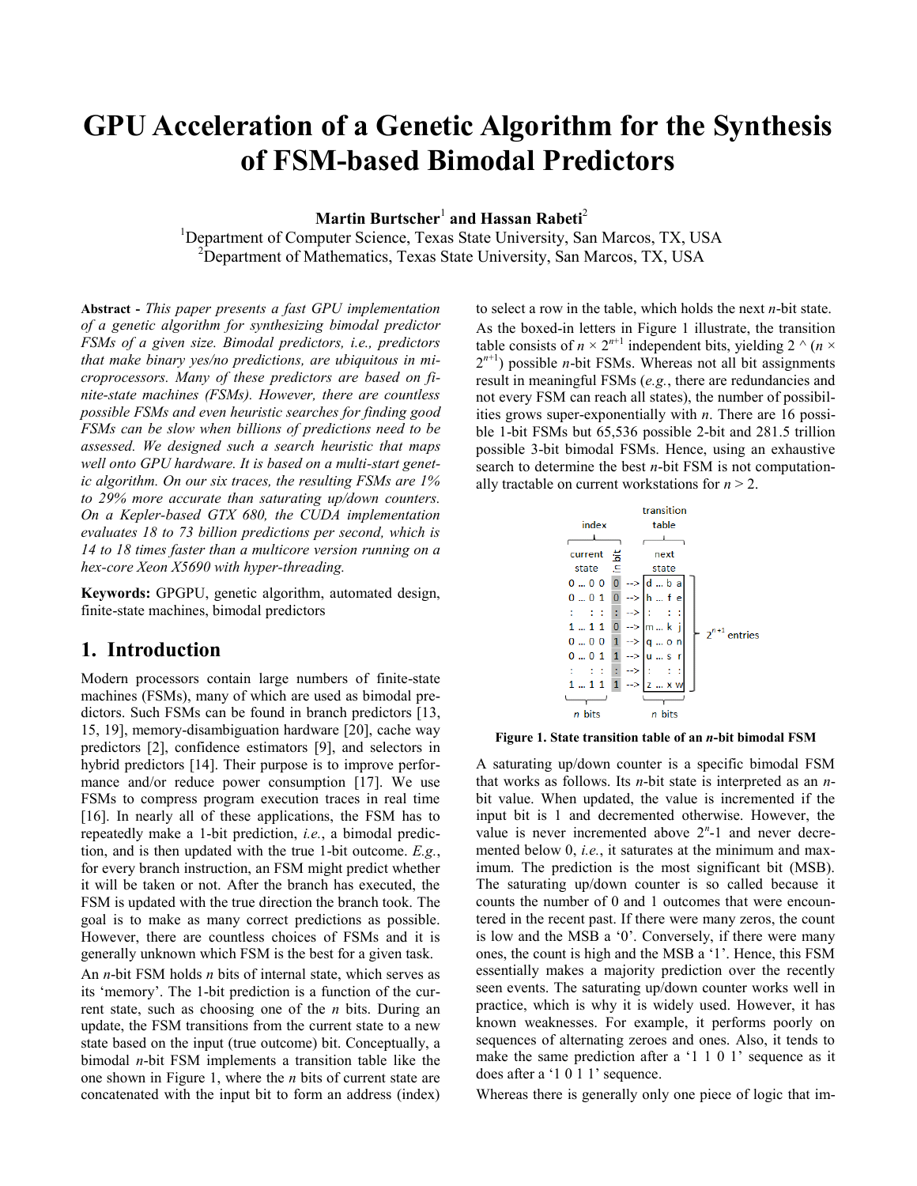# GPU Acceleration of a Genetic Algorithm for the Synthesis of FSM-based Bimodal Predictors

**Martin Burtscher[1] and Hassan Rabeti[2]**

[1]Department of Computer Science, Texas State University, San Marcos, TX, USA
[2]Department of Mathematics, Texas State University, San Marcos, TX, USA

**Abstract -** *This paper presents a fast GPU implementation of a genetic algorithm for synthesizing bimodal predictor FSMs of a given size. Bimodal predictors, i.e., predictors that make binary yes/no predictions, are ubiquitous in microprocessors. Many of these predictors are based on finite-state machines (FSMs). However, there are countless possible FSMs and even heuristic searches for finding good FSMs can be slow when billions of predictions need to be assessed. We designed such a search heuristic that maps well onto GPU hardware. It is based on a multi-start genetic algorithm. On our six traces, the resulting FSMs are 1% to 29% more accurate than saturating up/down counters. On a Kepler-based GTX 680, the CUDA implementation evaluates 18 to 73 billion predictions per second, which is 14 to 18 times faster than a multicore version running on a hex-core Xeon X5690 with hyper-threading.*

**Keywords:** GPGPU, genetic algorithm, automated design, finite-state machines, bimodal predictors

## 1. Introduction

Modern processors contain large numbers of finite-state machines (FSMs), many of which are used as bimodal predictors. Such FSMs can be found in branch predictors [13, 15, 19], memory-disambiguation hardware [20], cache way predictors [2], confidence estimators [9], and selectors in hybrid predictors [14]. Their purpose is to improve performance and/or reduce power consumption [17]. We use FSMs to compress program execution traces in real time [16]. In nearly all of these applications, the FSM has to repeatedly make a 1-bit prediction, *i.e.*, a bimodal prediction, and is then updated with the true 1-bit outcome. *E.g.*, for every branch instruction, an FSM might predict whether it will be taken or not. After the branch has executed, the FSM is updated with the true direction the branch took. The goal is to make as many correct predictions as possible. However, there are countless choices of FSMs and it is generally unknown which FSM is the best for a given task.

An *n*-bit FSM holds *n* bits of internal state, which serves as its 'memory'. The 1-bit prediction is a function of the current state, such as choosing one of the *n* bits. During an update, the FSM transitions from the current state to a new state based on the input (true outcome) bit. Conceptually, a bimodal *n*-bit FSM implements a transition table like the one shown in Figure 1, where the *n* bits of current state are concatenated with the input bit to form an address (index) to select a row in the table, which holds the next *n*-bit state.

As the boxed-in letters in Figure 1 illustrate, the transition table consists of $n \times 2^{n+1}$ independent bits, yielding $2$ ^ $(n \times 2^{n+1})$ possible *n*-bit FSMs. Whereas not all bit assignments result in meaningful FSMs (*e.g.*, there are redundancies and not every FSM can reach all states), the number of possibilities grows super-exponentially with *n*. There are 16 possible 1-bit FSMs but 65,536 possible 2-bit and 281.5 trillion possible 3-bit bimodal FSMs. Hence, using an exhaustive search to determine the best *n*-bit FSM is not computationally tractable on current workstations for $n > 2$.

| index: current state | in bit | | transition table: next state |
|---|---|---|---|
| 0 … 0 0 | 0 | --> | d … b a |
| 0 … 0 1 | 0 | --> | h … f e |
| : : : | : | --> | : : : |
| 1 … 1 1 | 0 | --> | m … k j |
| 0 … 0 0 | 1 | --> | q … o n |
| 0 … 0 1 | 1 | --> | u … s r |
| : : : | : | --> | : : : |
| 1 … 1 1 | 1 | --> | z … x w |
| *n* bits | | | *n* bits |

($2^{n+1}$ entries)

**Figure 1. State transition table of an *n*-bit bimodal FSM**

A saturating up/down counter is a specific bimodal FSM that works as follows. Its *n*-bit state is interpreted as an *n*-bit value. When updated, the value is incremented if the input bit is 1 and decremented otherwise. However, the value is never incremented above $2^n$-1 and never decremented below 0, *i.e.*, it saturates at the minimum and maximum. The prediction is the most significant bit (MSB). The saturating up/down counter is so called because it counts the number of 0 and 1 outcomes that were encountered in the recent past. If there were many zeros, the count is low and the MSB a '0'. Conversely, if there were many ones, the count is high and the MSB a '1'. Hence, this FSM essentially makes a majority prediction over the recently seen events. The saturating up/down counter works well in practice, which is why it is widely used. However, it has known weaknesses. For example, it performs poorly on sequences of alternating zeroes and ones. Also, it tends to make the same prediction after a '1 1 0 1' sequence as it does after a '1 0 1 1' sequence.

Whereas there is generally only one piece of logic that im-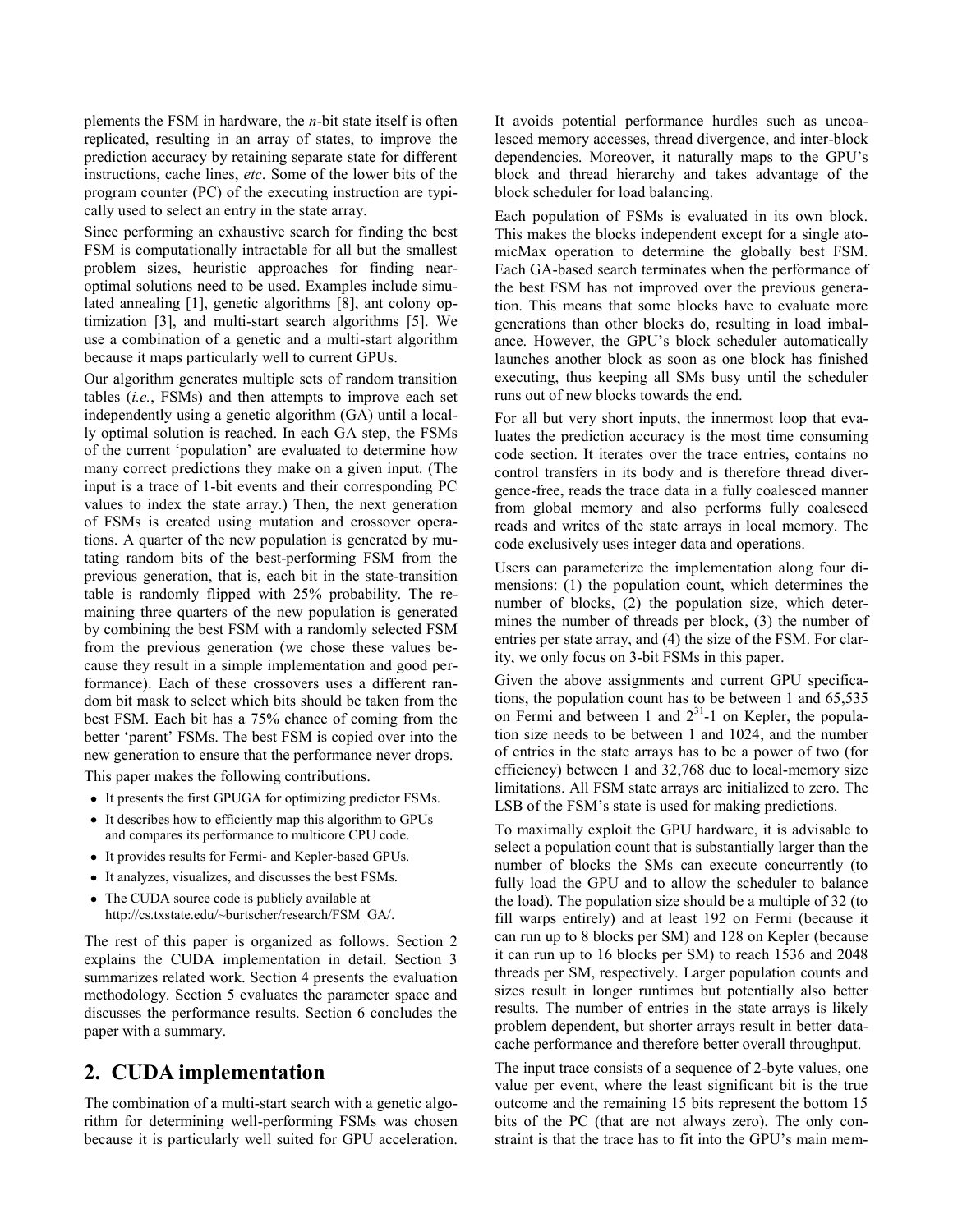plements the FSM in hardware, the *n*-bit state itself is often replicated, resulting in an array of states, to improve the prediction accuracy by retaining separate state for different instructions, cache lines, *etc*. Some of the lower bits of the program counter (PC) of the executing instruction are typically used to select an entry in the state array.

Since performing an exhaustive search for finding the best FSM is computationally intractable for all but the smallest problem sizes, heuristic approaches for finding near-optimal solutions need to be used. Examples include simulated annealing [1], genetic algorithms [8], ant colony optimization [3], and multi-start search algorithms [5]. We use a combination of a genetic and a multi-start algorithm because it maps particularly well to current GPUs.

Our algorithm generates multiple sets of random transition tables (*i.e.*, FSMs) and then attempts to improve each set independently using a genetic algorithm (GA) until a locally optimal solution is reached. In each GA step, the FSMs of the current 'population' are evaluated to determine how many correct predictions they make on a given input. (The input is a trace of 1-bit events and their corresponding PC values to index the state array.) Then, the next generation of FSMs is created using mutation and crossover operations. A quarter of the new population is generated by mutating random bits of the best-performing FSM from the previous generation, that is, each bit in the state-transition table is randomly flipped with 25% probability. The remaining three quarters of the new population is generated by combining the best FSM with a randomly selected FSM from the previous generation (we chose these values because they result in a simple implementation and good performance). Each of these crossovers uses a different random bit mask to select which bits should be taken from the best FSM. Each bit has a 75% chance of coming from the better 'parent' FSMs. The best FSM is copied over into the new generation to ensure that the performance never drops.

This paper makes the following contributions.

- It presents the first GPUGA for optimizing predictor FSMs.
- It describes how to efficiently map this algorithm to GPUs and compares its performance to multicore CPU code.
- It provides results for Fermi- and Kepler-based GPUs.
- It analyzes, visualizes, and discusses the best FSMs.
- The CUDA source code is publicly available at http://cs.txstate.edu/~burtscher/research/FSM_GA/.

The rest of this paper is organized as follows. Section 2 explains the CUDA implementation in detail. Section 3 summarizes related work. Section 4 presents the evaluation methodology. Section 5 evaluates the parameter space and discusses the performance results. Section 6 concludes the paper with a summary.

## 2. CUDA implementation

The combination of a multi-start search with a genetic algorithm for determining well-performing FSMs was chosen because it is particularly well suited for GPU acceleration. It avoids potential performance hurdles such as uncoalesced memory accesses, thread divergence, and inter-block dependencies. Moreover, it naturally maps to the GPU's block and thread hierarchy and takes advantage of the block scheduler for load balancing.

Each population of FSMs is evaluated in its own block. This makes the blocks independent except for a single atomicMax operation to determine the globally best FSM. Each GA-based search terminates when the performance of the best FSM has not improved over the previous generation. This means that some blocks have to evaluate more generations than other blocks do, resulting in load imbalance. However, the GPU's block scheduler automatically launches another block as soon as one block has finished executing, thus keeping all SMs busy until the scheduler runs out of new blocks towards the end.

For all but very short inputs, the innermost loop that evaluates the prediction accuracy is the most time consuming code section. It iterates over the trace entries, contains no control transfers in its body and is therefore thread divergence-free, reads the trace data in a fully coalesced manner from global memory and also performs fully coalesced reads and writes of the state arrays in local memory. The code exclusively uses integer data and operations.

Users can parameterize the implementation along four dimensions: (1) the population count, which determines the number of blocks, (2) the population size, which determines the number of threads per block, (3) the number of entries per state array, and (4) the size of the FSM. For clarity, we only focus on 3-bit FSMs in this paper.

Given the above assignments and current GPU specifications, the population count has to be between 1 and 65,535 on Fermi and between 1 and $2^{31}$-1 on Kepler, the population size needs to be between 1 and 1024, and the number of entries in the state arrays has to be a power of two (for efficiency) between 1 and 32,768 due to local-memory size limitations. All FSM state arrays are initialized to zero. The LSB of the FSM's state is used for making predictions.

To maximally exploit the GPU hardware, it is advisable to select a population count that is substantially larger than the number of blocks the SMs can execute concurrently (to fully load the GPU and to allow the scheduler to balance the load). The population size should be a multiple of 32 (to fill warps entirely) and at least 192 on Fermi (because it can run up to 8 blocks per SM) and 128 on Kepler (because it can run up to 16 blocks per SM) to reach 1536 and 2048 threads per SM, respectively. Larger population counts and sizes result in longer runtimes but potentially also better results. The number of entries in the state arrays is likely problem dependent, but shorter arrays result in better data-cache performance and therefore better overall throughput.

The input trace consists of a sequence of 2-byte values, one value per event, where the least significant bit is the true outcome and the remaining 15 bits represent the bottom 15 bits of the PC (that are not always zero). The only constraint is that the trace has to fit into the GPU's main mem-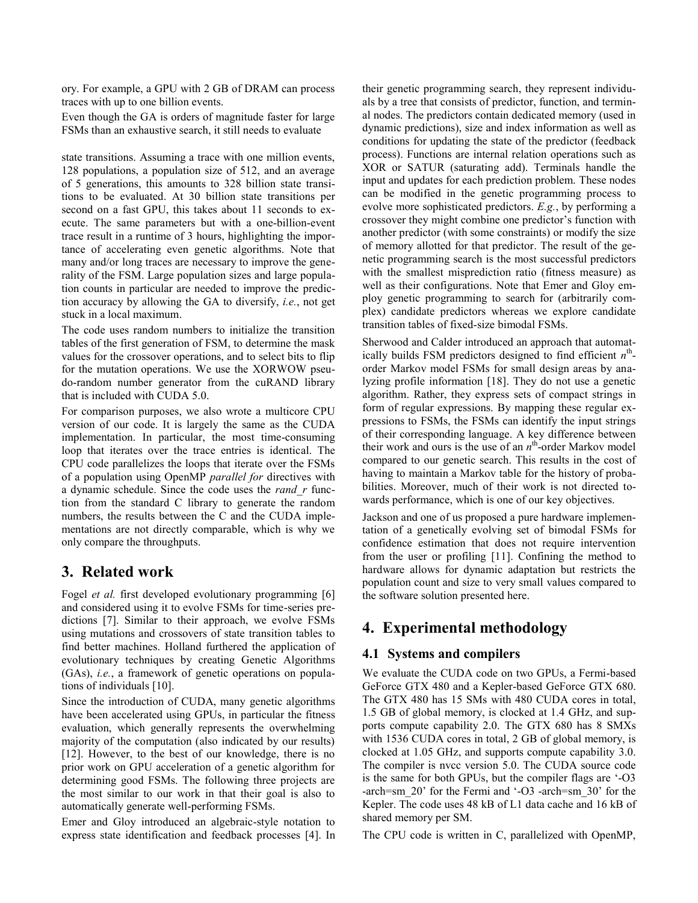ory. For example, a GPU with 2 GB of DRAM can process traces with up to one billion events.

Even though the GA is orders of magnitude faster for large FSMs than an exhaustive search, it still needs to evaluate

state transitions. Assuming a trace with one million events, 128 populations, a population size of 512, and an average of 5 generations, this amounts to 328 billion state transitions to be evaluated. At 30 billion state transitions per second on a fast GPU, this takes about 11 seconds to execute. The same parameters but with a one-billion-event trace result in a runtime of 3 hours, highlighting the importance of accelerating even genetic algorithms. Note that many and/or long traces are necessary to improve the generality of the FSM. Large population sizes and large population counts in particular are needed to improve the prediction accuracy by allowing the GA to diversify, *i.e.*, not get stuck in a local maximum.

The code uses random numbers to initialize the transition tables of the first generation of FSM, to determine the mask values for the crossover operations, and to select bits to flip for the mutation operations. We use the XORWOW pseudo-random number generator from the cuRAND library that is included with CUDA 5.0.

For comparison purposes, we also wrote a multicore CPU version of our code. It is largely the same as the CUDA implementation. In particular, the most time-consuming loop that iterates over the trace entries is identical. The CPU code parallelizes the loops that iterate over the FSMs of a population using OpenMP *parallel for* directives with a dynamic schedule. Since the code uses the *rand_r* function from the standard C library to generate the random numbers, the results between the C and the CUDA implementations are not directly comparable, which is why we only compare the throughputs.

# 3. Related work

Fogel *et al.* first developed evolutionary programming [6] and considered using it to evolve FSMs for time-series predictions [7]. Similar to their approach, we evolve FSMs using mutations and crossovers of state transition tables to find better machines. Holland furthered the application of evolutionary techniques by creating Genetic Algorithms (GAs), *i.e.*, a framework of genetic operations on populations of individuals [10].

Since the introduction of CUDA, many genetic algorithms have been accelerated using GPUs, in particular the fitness evaluation, which generally represents the overwhelming majority of the computation (also indicated by our results) [12]. However, to the best of our knowledge, there is no prior work on GPU acceleration of a genetic algorithm for determining good FSMs. The following three projects are the most similar to our work in that their goal is also to automatically generate well-performing FSMs.

Emer and Gloy introduced an algebraic-style notation to express state identification and feedback processes [4]. In their genetic programming search, they represent individuals by a tree that consists of predictor, function, and terminal nodes. The predictors contain dedicated memory (used in dynamic predictions), size and index information as well as conditions for updating the state of the predictor (feedback process). Functions are internal relation operations such as XOR or SATUR (saturating add). Terminals handle the input and updates for each prediction problem. These nodes can be modified in the genetic programming process to evolve more sophisticated predictors. *E.g.*, by performing a crossover they might combine one predictor's function with another predictor (with some constraints) or modify the size of memory allotted for that predictor. The result of the genetic programming search is the most successful predictors with the smallest misprediction ratio (fitness measure) as well as their configurations. Note that Emer and Gloy employ genetic programming to search for (arbitrarily complex) candidate predictors whereas we explore candidate transition tables of fixed-size bimodal FSMs.

Sherwood and Calder introduced an approach that automatically builds FSM predictors designed to find efficient $n^{\text{th}}$-order Markov model FSMs for small design areas by analyzing profile information [18]. They do not use a genetic algorithm. Rather, they express sets of compact strings in form of regular expressions. By mapping these regular expressions to FSMs, the FSMs can identify the input strings of their corresponding language. A key difference between their work and ours is the use of an $n^{\text{th}}$-order Markov model compared to our genetic search. This results in the cost of having to maintain a Markov table for the history of probabilities. Moreover, much of their work is not directed towards performance, which is one of our key objectives.

Jackson and one of us proposed a pure hardware implementation of a genetically evolving set of bimodal FSMs for confidence estimation that does not require intervention from the user or profiling [11]. Confining the method to hardware allows for dynamic adaptation but restricts the population count and size to very small values compared to the software solution presented here.

# 4. Experimental methodology

## 4.1 Systems and compilers

We evaluate the CUDA code on two GPUs, a Fermi-based GeForce GTX 480 and a Kepler-based GeForce GTX 680. The GTX 480 has 15 SMs with 480 CUDA cores in total, 1.5 GB of global memory, is clocked at 1.4 GHz, and supports compute capability 2.0. The GTX 680 has 8 SMXs with 1536 CUDA cores in total, 2 GB of global memory, is clocked at 1.05 GHz, and supports compute capability 3.0. The compiler is nvcc version 5.0. The CUDA source code is the same for both GPUs, but the compiler flags are '-O3 -arch=sm_20' for the Fermi and '-O3 -arch=sm_30' for the Kepler. The code uses 48 kB of L1 data cache and 16 kB of shared memory per SM.

The CPU code is written in C, parallelized with OpenMP,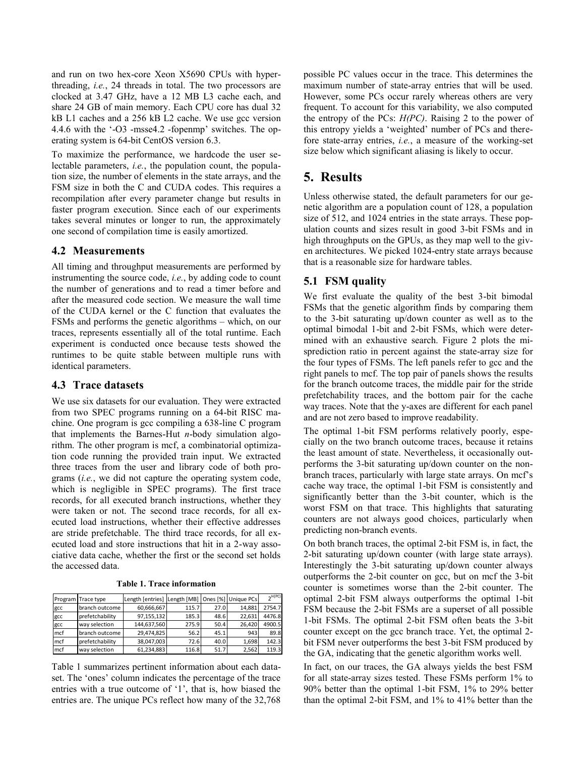and run on two hex-core Xeon X5690 CPUs with hyperthreading, *i.e.*, 24 threads in total. The two processors are clocked at 3.47 GHz, have a 12 MB L3 cache each, and share 24 GB of main memory. Each CPU core has dual 32 kB L1 caches and a 256 kB L2 cache. We use gcc version 4.4.6 with the '-O3 -msse4.2 -fopenmp' switches. The operating system is 64-bit CentOS version 6.3.

To maximize the performance, we hardcode the user selectable parameters, *i.e.*, the population count, the population size, the number of elements in the state arrays, and the FSM size in both the C and CUDA codes. This requires a recompilation after every parameter change but results in faster program execution. Since each of our experiments takes several minutes or longer to run, the approximately one second of compilation time is easily amortized.

## 4.2 Measurements

All timing and throughput measurements are performed by instrumenting the source code, *i.e.*, by adding code to count the number of generations and to read a timer before and after the measured code section. We measure the wall time of the CUDA kernel or the C function that evaluates the FSMs and performs the genetic algorithms – which, on our traces, represents essentially all of the total runtime. Each experiment is conducted once because tests showed the runtimes to be quite stable between multiple runs with identical parameters.

## 4.3 Trace datasets

We use six datasets for our evaluation. They were extracted from two SPEC programs running on a 64-bit RISC machine. One program is gcc compiling a 638-line C program that implements the Barnes-Hut *n*-body simulation algorithm. The other program is mcf, a combinatorial optimization code running the provided train input. We extracted three traces from the user and library code of both programs (*i.e.*, we did not capture the operating system code, which is negligible in SPEC programs). The first trace records, for all executed branch instructions, whether they were taken or not. The second trace records, for all executed load instructions, whether their effective addresses are stride prefetchable. The third trace records, for all executed load and store instructions that hit in a 2-way associative data cache, whether the first or the second set holds the accessed data.

**Table 1. Trace information**

| Program | Trace type | Length [entries] | Length [MB] | Ones [%] | Unique PCs | $2^{H(PC)}$ |
|---|---|---|---|---|---|---|
| gcc | branch outcome | 60,666,667 | 115.7 | 27.0 | 14,881 | 2754.7 |
| gcc | prefetchability | 97,155,132 | 185.3 | 48.6 | 22,631 | 4476.8 |
| gcc | way selection | 144,637,560 | 275.9 | 50.4 | 26,420 | 4900.5 |
| mcf | branch outcome | 29,474,825 | 56.2 | 45.1 | 943 | 89.8 |
| mcf | prefetchability | 38,047,003 | 72.6 | 40.0 | 1,698 | 142.3 |
| mcf | way selection | 61,234,883 | 116.8 | 51.7 | 2,562 | 119.3 |

Table 1 summarizes pertinent information about each dataset. The 'ones' column indicates the percentage of the trace entries with a true outcome of '1', that is, how biased the entries are. The unique PCs reflect how many of the 32,768 possible PC values occur in the trace. This determines the maximum number of state-array entries that will be used. However, some PCs occur rarely whereas others are very frequent. To account for this variability, we also computed the entropy of the PCs: *H(PC)*. Raising 2 to the power of this entropy yields a 'weighted' number of PCs and therefore state-array entries, *i.e.*, a measure of the working-set size below which significant aliasing is likely to occur.

# 5. Results

Unless otherwise stated, the default parameters for our genetic algorithm are a population count of 128, a population size of 512, and 1024 entries in the state arrays. These population counts and sizes result in good 3-bit FSMs and in high throughputs on the GPUs, as they map well to the given architectures. We picked 1024-entry state arrays because that is a reasonable size for hardware tables.

## 5.1 FSM quality

We first evaluate the quality of the best 3-bit bimodal FSMs that the genetic algorithm finds by comparing them to the 3-bit saturating up/down counter as well as to the optimal bimodal 1-bit and 2-bit FSMs, which were determined with an exhaustive search. Figure 2 plots the misprediction ratio in percent against the state-array size for the four types of FSMs. The left panels refer to gcc and the right panels to mcf. The top pair of panels shows the results for the branch outcome traces, the middle pair for the stride prefetchability traces, and the bottom pair for the cache way traces. Note that the y-axes are different for each panel and are not zero based to improve readability.

The optimal 1-bit FSM performs relatively poorly, especially on the two branch outcome traces, because it retains the least amount of state. Nevertheless, it occasionally outperforms the 3-bit saturating up/down counter on the non-branch traces, particularly with large state arrays. On mcf's cache way trace, the optimal 1-bit FSM is consistently and significantly better than the 3-bit counter, which is the worst FSM on that trace. This highlights that saturating counters are not always good choices, particularly when predicting non-branch events.

On both branch traces, the optimal 2-bit FSM is, in fact, the 2-bit saturating up/down counter (with large state arrays). Interestingly the 3-bit saturating up/down counter always outperforms the 2-bit counter on gcc, but on mcf the 3-bit counter is sometimes worse than the 2-bit counter. The optimal 2-bit FSM always outperforms the optimal 1-bit FSM because the 2-bit FSMs are a superset of all possible 1-bit FSMs. The optimal 2-bit FSM often beats the 3-bit counter except on the gcc branch trace. Yet, the optimal 2-bit FSM never outperforms the best 3-bit FSM produced by the GA, indicating that the genetic algorithm works well.

In fact, on our traces, the GA always yields the best FSM for all state-array sizes tested. These FSMs perform 1% to 90% better than the optimal 1-bit FSM, 1% to 29% better than the optimal 2-bit FSM, and 1% to 41% better than the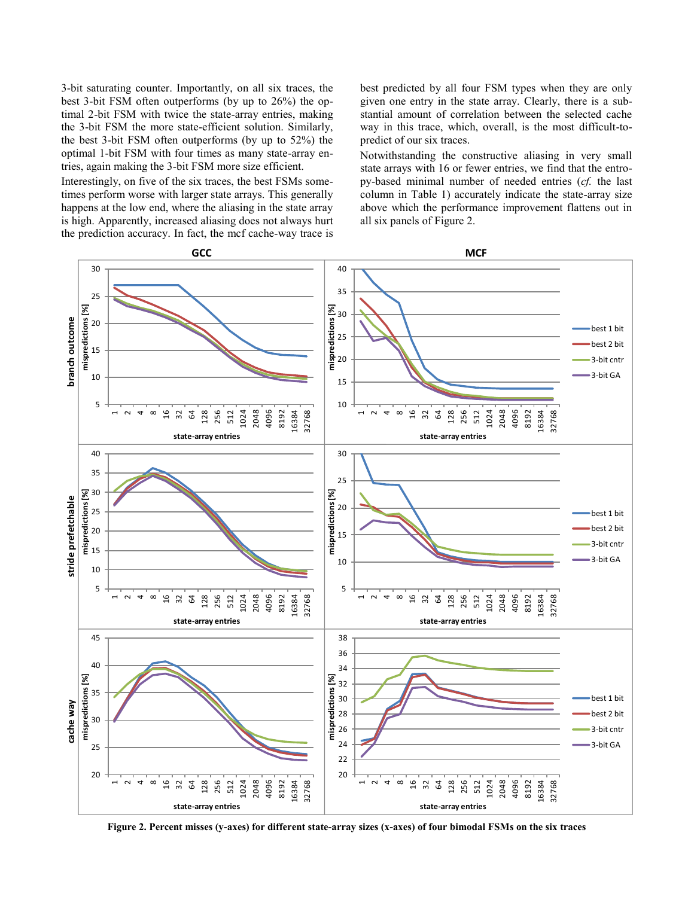3-bit saturating counter. Importantly, on all six traces, the best 3-bit FSM often outperforms (by up to 26%) the optimal 2-bit FSM with twice the state-array entries, making the 3-bit FSM the more state-efficient solution. Similarly, the best 3-bit FSM often outperforms (by up to 52%) the optimal 1-bit FSM with four times as many state-array entries, again making the 3-bit FSM more size efficient.

Interestingly, on five of the six traces, the best FSMs sometimes perform worse with larger state arrays. This generally happens at the low end, where the aliasing in the state array is high. Apparently, increased aliasing does not always hurt the prediction accuracy. In fact, the mcf cache-way trace is best predicted by all four FSM types when they are only given one entry in the state array. Clearly, there is a substantial amount of correlation between the selected cache way in this trace, which, overall, is the most difficult-to-predict of our six traces.

Notwithstanding the constructive aliasing in very small state arrays with 16 or fewer entries, we find that the entropy-based minimal number of needed entries (*cf.* the last column in Table 1) accurately indicate the state-array size above which the performance improvement flattens out in all six panels of Figure 2.

**Figure 2. Percent misses (y-axes) for different state-array sizes (x-axes) of four bimodal FSMs on the six traces**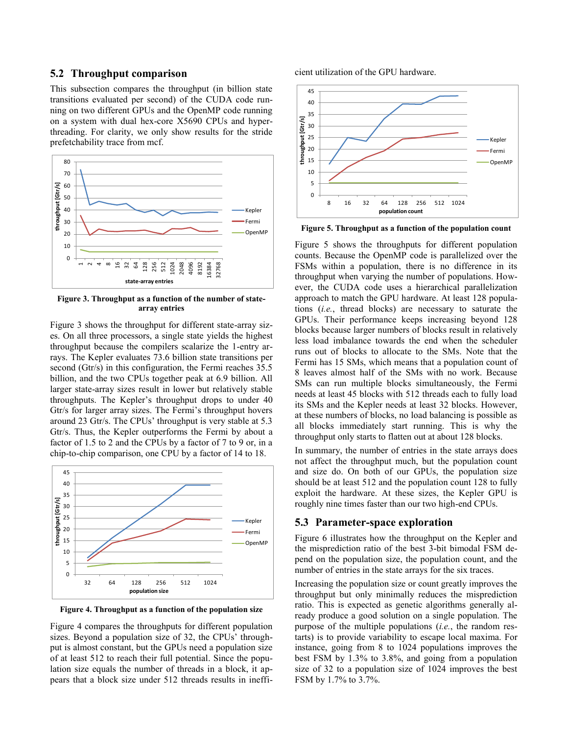## 5.2 Throughput comparison

This subsection compares the throughput (in billion state transitions evaluated per second) of the CUDA code running on two different GPUs and the OpenMP code running on a system with dual hex-core X5690 CPUs and hyperthreading. For clarity, we only show results for the stride prefetchability trace from mcf.

**Figure 3. Throughput as a function of the number of state-array entries**

Figure 3 shows the throughput for different state-array sizes. On all three processors, a single state yields the highest throughput because the compilers scalarize the 1-entry arrays. The Kepler evaluates 73.6 billion state transitions per second (Gtr/s) in this configuration, the Fermi reaches 35.5 billion, and the two CPUs together peak at 6.9 billion. All larger state-array sizes result in lower but relatively stable throughputs. The Kepler's throughput drops to under 40 Gtr/s for larger array sizes. The Fermi's throughput hovers around 23 Gtr/s. The CPUs' throughput is very stable at 5.3 Gtr/s. Thus, the Kepler outperforms the Fermi by about a factor of 1.5 to 2 and the CPUs by a factor of 7 to 9 or, in a chip-to-chip comparison, one CPU by a factor of 14 to 18.

**Figure 4. Throughput as a function of the population size**

Figure 4 compares the throughputs for different population sizes. Beyond a population size of 32, the CPUs' throughput is almost constant, but the GPUs need a population size of at least 512 to reach their full potential. Since the population size equals the number of threads in a block, it appears that a block size under 512 threads results in inefficient utilization of the GPU hardware.

**Figure 5. Throughput as a function of the population count**

Figure 5 shows the throughputs for different population counts. Because the OpenMP code is parallelized over the FSMs within a population, there is no difference in its throughput when varying the number of populations. However, the CUDA code uses a hierarchical parallelization approach to match the GPU hardware. At least 128 populations (*i.e.*, thread blocks) are necessary to saturate the GPUs. Their performance keeps increasing beyond 128 blocks because larger numbers of blocks result in relatively less load imbalance towards the end when the scheduler runs out of blocks to allocate to the SMs. Note that the Fermi has 15 SMs, which means that a population count of 8 leaves almost half of the SMs with no work. Because SMs can run multiple blocks simultaneously, the Fermi needs at least 45 blocks with 512 threads each to fully load its SMs and the Kepler needs at least 32 blocks. However, at these numbers of blocks, no load balancing is possible as all blocks immediately start running. This is why the throughput only starts to flatten out at about 128 blocks.

In summary, the number of entries in the state arrays does not affect the throughput much, but the population count and size do. On both of our GPUs, the population size should be at least 512 and the population count 128 to fully exploit the hardware. At these sizes, the Kepler GPU is roughly nine times faster than our two high-end CPUs.

## 5.3 Parameter-space exploration

Figure 6 illustrates how the throughput on the Kepler and the misprediction ratio of the best 3-bit bimodal FSM depend on the population size, the population count, and the number of entries in the state arrays for the six traces.

Increasing the population size or count greatly improves the throughput but only minimally reduces the misprediction ratio. This is expected as genetic algorithms generally already produce a good solution on a single population. The purpose of the multiple populations (*i.e.*, the random restarts) is to provide variability to escape local maxima. For instance, going from 8 to 1024 populations improves the best FSM by 1.3% to 3.8%, and going from a population size of 32 to a population size of 1024 improves the best FSM by 1.7% to 3.7%.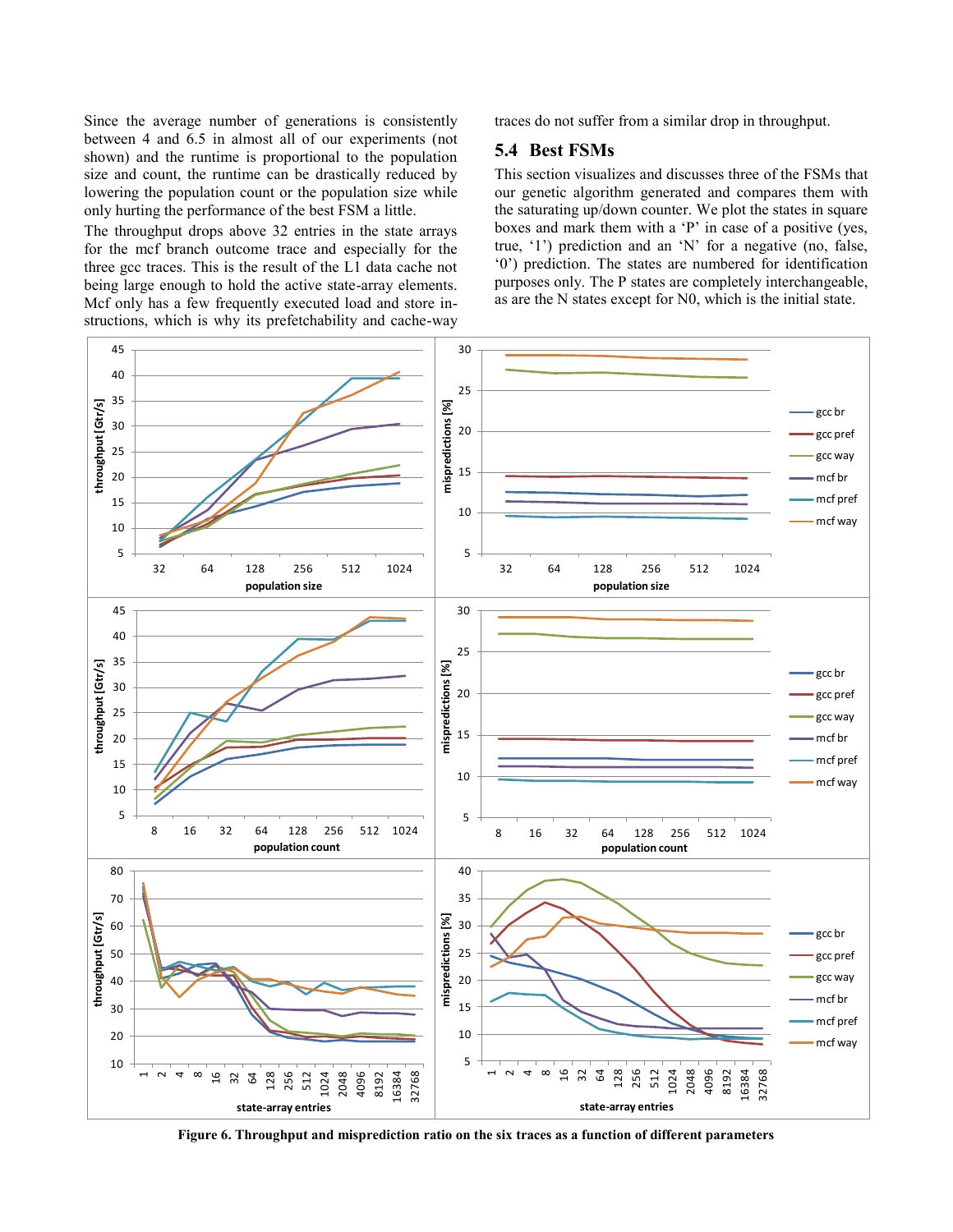Since the average number of generations is consistently between 4 and 6.5 in almost all of our experiments (not shown) and the runtime is proportional to the population size and count, the runtime can be drastically reduced by lowering the population count or the population size while only hurting the performance of the best FSM a little.

The throughput drops above 32 entries in the state arrays for the mcf branch outcome trace and especially for the three gcc traces. This is the result of the L1 data cache not being large enough to hold the active state-array elements. Mcf only has a few frequently executed load and store instructions, which is why its prefetchability and cache-way traces do not suffer from a similar drop in throughput.

## 5.4 Best FSMs

This section visualizes and discusses three of the FSMs that our genetic algorithm generated and compares them with the saturating up/down counter. We plot the states in square boxes and mark them with a 'P' in case of a positive (yes, true, '1') prediction and an 'N' for a negative (no, false, '0') prediction. The states are numbered for identification purposes only. The P states are completely interchangeable, as are the N states except for N0, which is the initial state.

**Figure 6. Throughput and misprediction ratio on the six traces as a function of different parameters**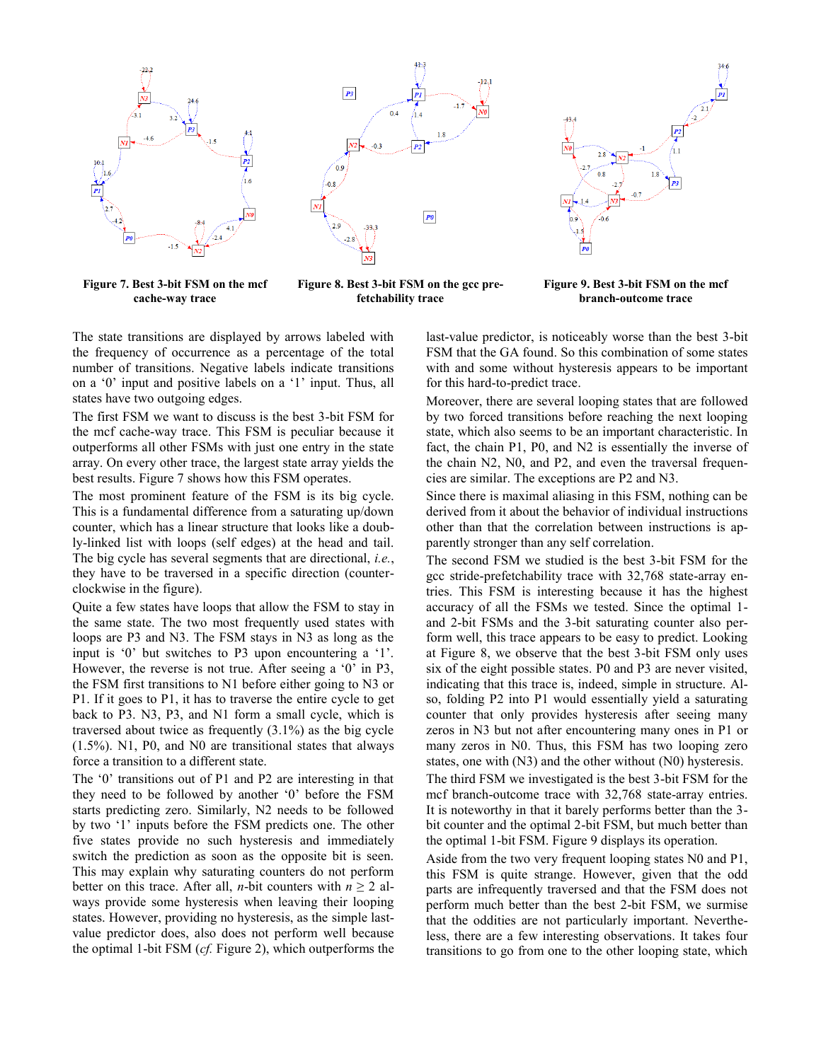Figure 7. Best 3-bit FSM on the mcf cache-way trace

Figure 8. Best 3-bit FSM on the gcc pre-fetchability trace

Figure 9. Best 3-bit FSM on the mcf branch-outcome trace

The state transitions are displayed by arrows labeled with the frequency of occurrence as a percentage of the total number of transitions. Negative labels indicate transitions on a '0' input and positive labels on a '1' input. Thus, all states have two outgoing edges.

The first FSM we want to discuss is the best 3-bit FSM for the mcf cache-way trace. This FSM is peculiar because it outperforms all other FSMs with just one entry in the state array. On every other trace, the largest state array yields the best results. Figure 7 shows how this FSM operates.

The most prominent feature of the FSM is its big cycle. This is a fundamental difference from a saturating up/down counter, which has a linear structure that looks like a doubly-linked list with loops (self edges) at the head and tail. The big cycle has several segments that are directional, *i.e.*, they have to be traversed in a specific direction (counter-clockwise in the figure).

Quite a few states have loops that allow the FSM to stay in the same state. The two most frequently used states with loops are P3 and N3. The FSM stays in N3 as long as the input is '0' but switches to P3 upon encountering a '1'. However, the reverse is not true. After seeing a '0' in P3, the FSM first transitions to N1 before either going to N3 or P1. If it goes to P1, it has to traverse the entire cycle to get back to P3. N3, P3, and N1 form a small cycle, which is traversed about twice as frequently (3.1%) as the big cycle (1.5%). N1, P0, and N0 are transitional states that always force a transition to a different state.

The '0' transitions out of P1 and P2 are interesting in that they need to be followed by another '0' before the FSM starts predicting zero. Similarly, N2 needs to be followed by two '1' inputs before the FSM predicts one. The other five states provide no such hysteresis and immediately switch the prediction as soon as the opposite bit is seen. This may explain why saturating counters do not perform better on this trace. After all, $n$-bit counters with $n \geq 2$ always provide some hysteresis when leaving their looping states. However, providing no hysteresis, as the simple last-value predictor does, also does not perform well because the optimal 1-bit FSM (*cf.* Figure 2), which outperforms the last-value predictor, is noticeably worse than the best 3-bit FSM that the GA found. So this combination of some states with and some without hysteresis appears to be important for this hard-to-predict trace.

Moreover, there are several looping states that are followed by two forced transitions before reaching the next looping state, which also seems to be an important characteristic. In fact, the chain P1, P0, and N2 is essentially the inverse of the chain N2, N0, and P2, and even the traversal frequencies are similar. The exceptions are P2 and N3.

Since there is maximal aliasing in this FSM, nothing can be derived from it about the behavior of individual instructions other than that the correlation between instructions is apparently stronger than any self correlation.

The second FSM we studied is the best 3-bit FSM for the gcc stride-prefetchability trace with 32,768 state-array entries. This FSM is interesting because it has the highest accuracy of all the FSMs we tested. Since the optimal 1- and 2-bit FSMs and the 3-bit saturating counter also perform well, this trace appears to be easy to predict. Looking at Figure 8, we observe that the best 3-bit FSM only uses six of the eight possible states. P0 and P3 are never visited, indicating that this trace is, indeed, simple in structure. Also, folding P2 into P1 would essentially yield a saturating counter that only provides hysteresis after seeing many zeros in N3 but not after encountering many ones in P1 or many zeros in N0. Thus, this FSM has two looping zero states, one with (N3) and the other without (N0) hysteresis.

The third FSM we investigated is the best 3-bit FSM for the mcf branch-outcome trace with 32,768 state-array entries. It is noteworthy in that it barely performs better than the 3-bit counter and the optimal 2-bit FSM, but much better than the optimal 1-bit FSM. Figure 9 displays its operation.

Aside from the two very frequent looping states N0 and P1, this FSM is quite strange. However, given that the odd parts are infrequently traversed and that the FSM does not perform much better than the best 2-bit FSM, we surmise that the oddities are not particularly important. Nevertheless, there are a few interesting observations. It takes four transitions to go from one to the other looping state, which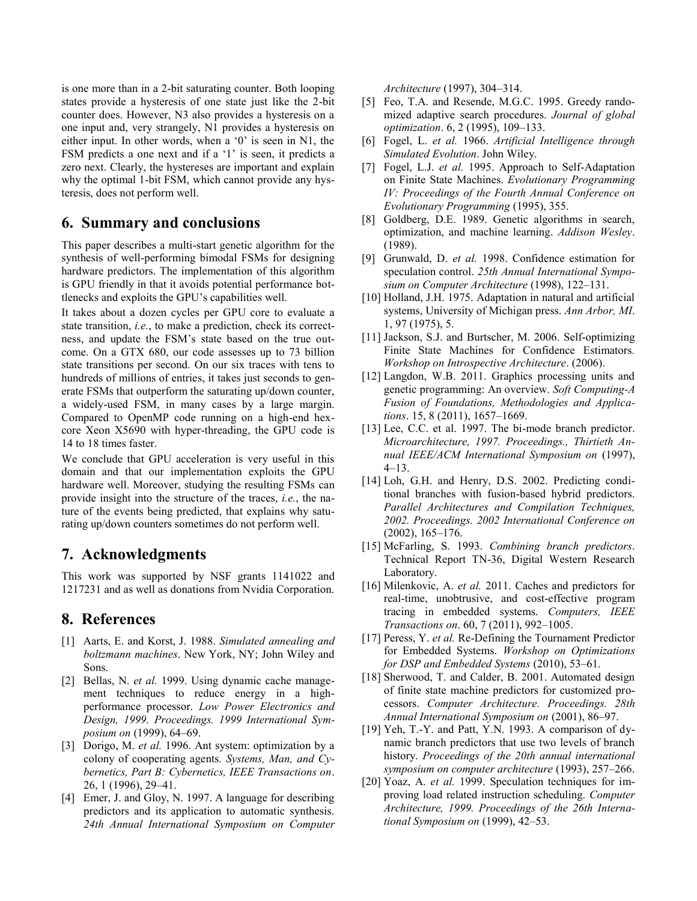is one more than in a 2-bit saturating counter. Both looping states provide a hysteresis of one state just like the 2-bit counter does. However, N3 also provides a hysteresis on a one input and, very strangely, N1 provides a hysteresis on either input. In other words, when a '0' is seen in N1, the FSM predicts a one next and if a '1' is seen, it predicts a zero next. Clearly, the hystereses are important and explain why the optimal 1-bit FSM, which cannot provide any hysteresis, does not perform well.

## 6. Summary and conclusions

This paper describes a multi-start genetic algorithm for the synthesis of well-performing bimodal FSMs for designing hardware predictors. The implementation of this algorithm is GPU friendly in that it avoids potential performance bottlenecks and exploits the GPU's capabilities well.

It takes about a dozen cycles per GPU core to evaluate a state transition, *i.e.*, to make a prediction, check its correctness, and update the FSM's state based on the true outcome. On a GTX 680, our code assesses up to 73 billion state transitions per second. On our six traces with tens to hundreds of millions of entries, it takes just seconds to generate FSMs that outperform the saturating up/down counter, a widely-used FSM, in many cases by a large margin. Compared to OpenMP code running on a high-end hexcore Xeon X5690 with hyper-threading, the GPU code is 14 to 18 times faster.

We conclude that GPU acceleration is very useful in this domain and that our implementation exploits the GPU hardware well. Moreover, studying the resulting FSMs can provide insight into the structure of the traces, *i.e.*, the nature of the events being predicted, that explains why saturating up/down counters sometimes do not perform well.

## 7. Acknowledgments

This work was supported by NSF grants 1141022 and 1217231 and as well as donations from Nvidia Corporation.

## 8. References

[1] Aarts, E. and Korst, J. 1988. *Simulated annealing and boltzmann machines*. New York, NY; John Wiley and Sons.

[2] Bellas, N. *et al.* 1999. Using dynamic cache management techniques to reduce energy in a high-performance processor. *Low Power Electronics and Design, 1999. Proceedings. 1999 International Symposium on* (1999), 64–69.

[3] Dorigo, M. *et al.* 1996. Ant system: optimization by a colony of cooperating agents. *Systems, Man, and Cybernetics, Part B: Cybernetics, IEEE Transactions on*. 26, 1 (1996), 29–41.

[4] Emer, J. and Gloy, N. 1997. A language for describing predictors and its application to automatic synthesis. *24th Annual International Symposium on Computer Architecture* (1997), 304–314.

[5] Feo, T.A. and Resende, M.G.C. 1995. Greedy randomized adaptive search procedures. *Journal of global optimization*. 6, 2 (1995), 109–133.

[6] Fogel, L. *et al.* 1966. *Artificial Intelligence through Simulated Evolution*. John Wiley.

[7] Fogel, L.J. *et al.* 1995. Approach to Self-Adaptation on Finite State Machines. *Evolutionary Programming IV: Proceedings of the Fourth Annual Conference on Evolutionary Programming* (1995), 355.

[8] Goldberg, D.E. 1989. Genetic algorithms in search, optimization, and machine learning. *Addison Wesley*. (1989).

[9] Grunwald, D. *et al.* 1998. Confidence estimation for speculation control. *25th Annual International Symposium on Computer Architecture* (1998), 122–131.

[10] Holland, J.H. 1975. Adaptation in natural and artificial systems, University of Michigan press. *Ann Arbor, MI*. 1, 97 (1975), 5.

[11] Jackson, S.J. and Burtscher, M. 2006. Self-optimizing Finite State Machines for Confidence Estimators. *Workshop on Introspective Architecture*. (2006).

[12] Langdon, W.B. 2011. Graphics processing units and genetic programming: An overview. *Soft Computing-A Fusion of Foundations, Methodologies and Applications*. 15, 8 (2011), 1657–1669.

[13] Lee, C.C. et al. 1997. The bi-mode branch predictor. *Microarchitecture, 1997. Proceedings., Thirtieth Annual IEEE/ACM International Symposium on* (1997), 4–13.

[14] Loh, G.H. and Henry, D.S. 2002. Predicting conditional branches with fusion-based hybrid predictors. *Parallel Architectures and Compilation Techniques, 2002. Proceedings. 2002 International Conference on* (2002), 165–176.

[15] McFarling, S. 1993. *Combining branch predictors*. Technical Report TN-36, Digital Western Research Laboratory.

[16] Milenkovic, A. *et al.* 2011. Caches and predictors for real-time, unobtrusive, and cost-effective program tracing in embedded systems. *Computers, IEEE Transactions on*. 60, 7 (2011), 992–1005.

[17] Peress, Y. *et al.* Re-Defining the Tournament Predictor for Embedded Systems. *Workshop on Optimizations for DSP and Embedded Systems* (2010), 53–61.

[18] Sherwood, T. and Calder, B. 2001. Automated design of finite state machine predictors for customized processors. *Computer Architecture. Proceedings. 28th Annual International Symposium on* (2001), 86–97.

[19] Yeh, T.-Y. and Patt, Y.N. 1993. A comparison of dynamic branch predictors that use two levels of branch history. *Proceedings of the 20th annual international symposium on computer architecture* (1993), 257–266.

[20] Yoaz, A. *et al.* 1999. Speculation techniques for improving load related instruction scheduling. *Computer Architecture, 1999. Proceedings of the 26th International Symposium on* (1999), 42–53.